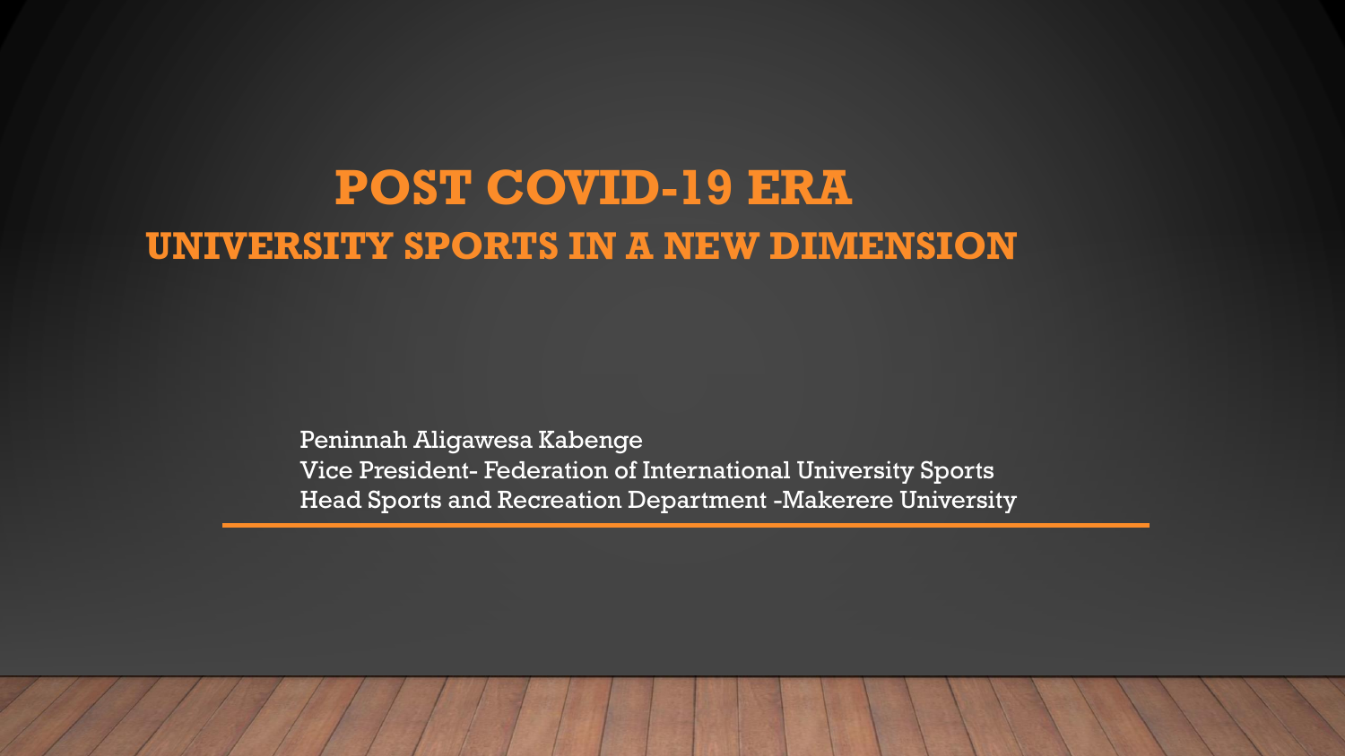# POST COVID-19 ERA

## UNIVERSITY SPORTS IN A NEW DIMENSION

Peninnah Aligawesa Kabenge
Vice President- Federation of International University Sports
Head Sports and Recreation Department -Makerere University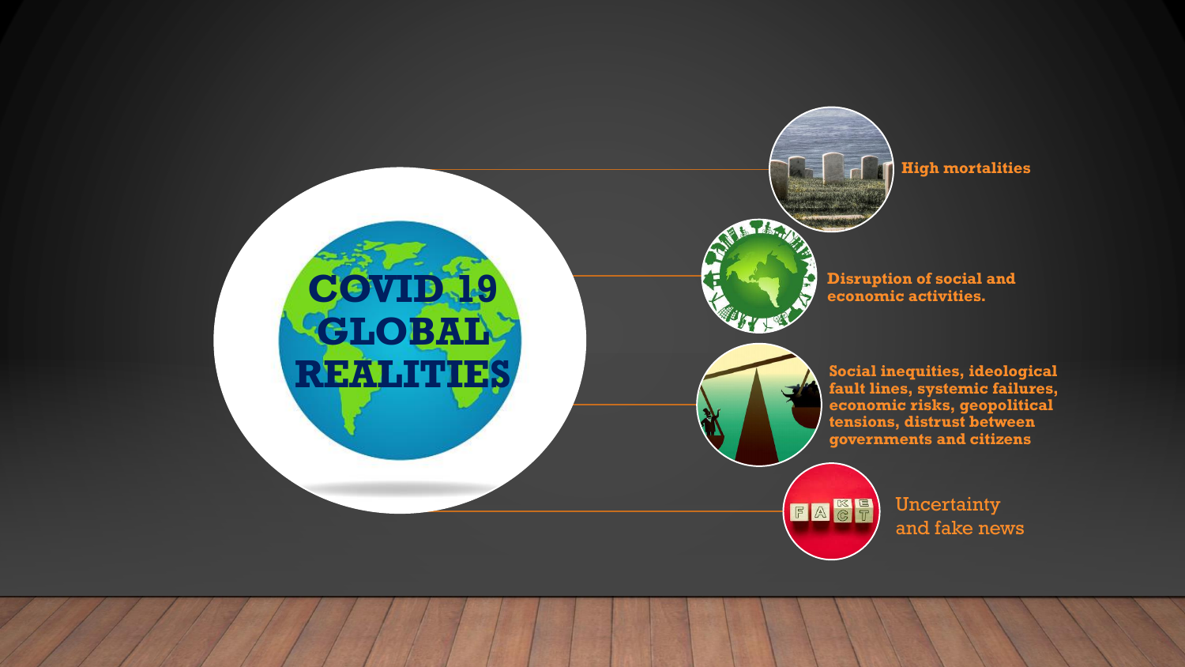# COVID 19 GLOBAL REALITIES

- **High mortalities**
- **Disruption of social and economic activities.**
- **Social inequities, ideological fault lines, systemic failures, economic risks, geopolitical tensions, distrust between governments and citizens**
- Uncertainty and fake news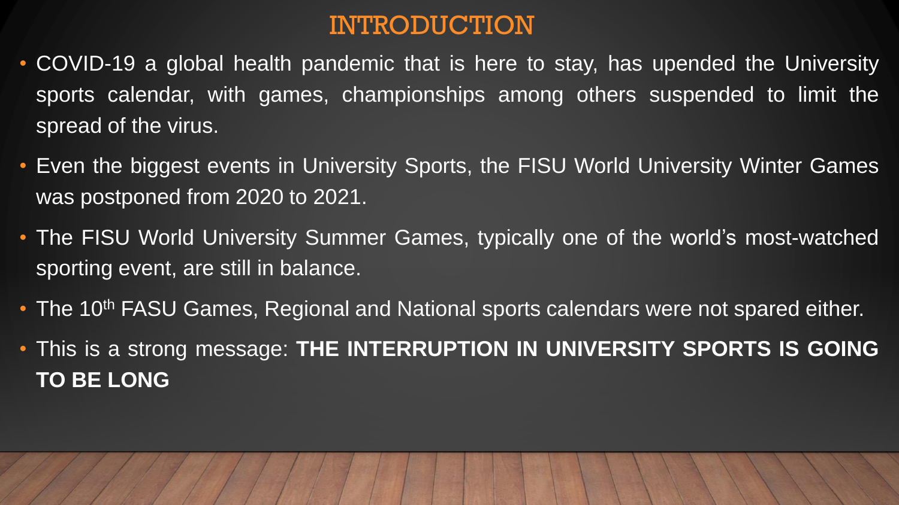# INTRODUCTION

- COVID-19 a global health pandemic that is here to stay, has upended the University sports calendar, with games, championships among others suspended to limit the spread of the virus.
- Even the biggest events in University Sports, the FISU World University Winter Games was postponed from 2020 to 2021.
- The FISU World University Summer Games, typically one of the world's most-watched sporting event, are still in balance.
- The 10th FASU Games, Regional and National sports calendars were not spared either.
- This is a strong message: **THE INTERRUPTION IN UNIVERSITY SPORTS IS GOING TO BE LONG**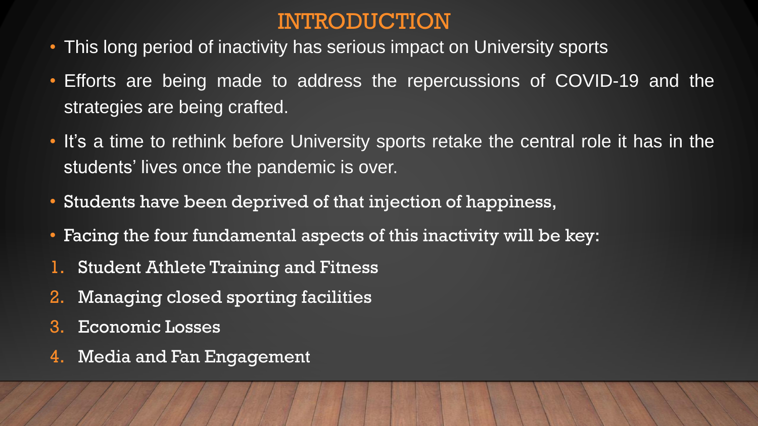# INTRODUCTION

- This long period of inactivity has serious impact on University sports
- Efforts are being made to address the repercussions of COVID-19 and the strategies are being crafted.
- It's a time to rethink before University sports retake the central role it has in the students' lives once the pandemic is over.
- Students have been deprived of that injection of happiness,
- Facing the four fundamental aspects of this inactivity will be key:

1. Student Athlete Training and Fitness
2. Managing closed sporting facilities
3. Economic Losses
4. Media and Fan Engagement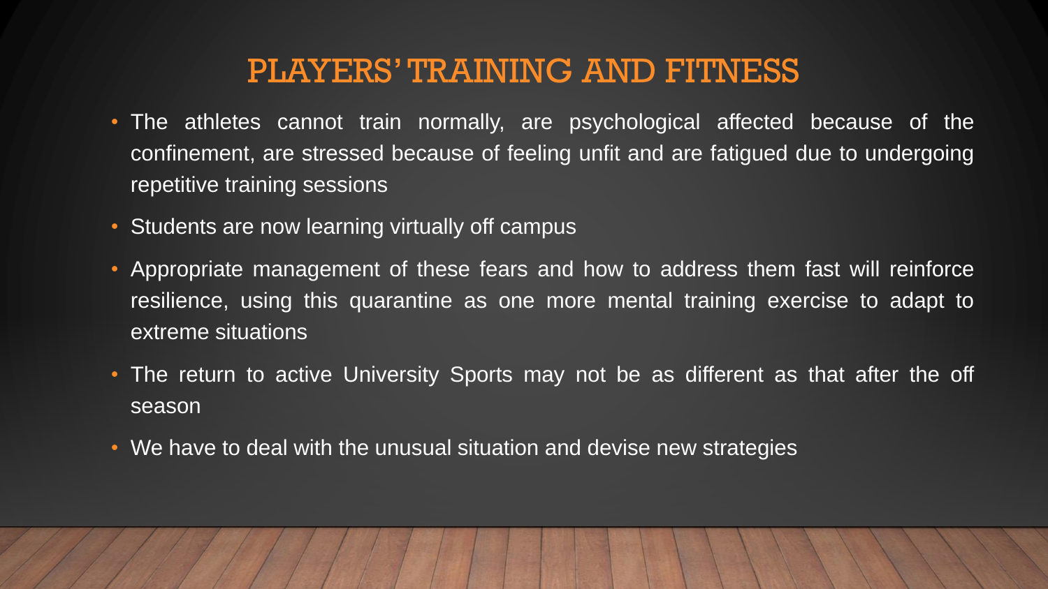# PLAYERS' TRAINING AND FITNESS

- The athletes cannot train normally, are psychological affected because of the confinement, are stressed because of feeling unfit and are fatigued due to undergoing repetitive training sessions
- Students are now learning virtually off campus
- Appropriate management of these fears and how to address them fast will reinforce resilience, using this quarantine as one more mental training exercise to adapt to extreme situations
- The return to active University Sports may not be as different as that after the off season
- We have to deal with the unusual situation and devise new strategies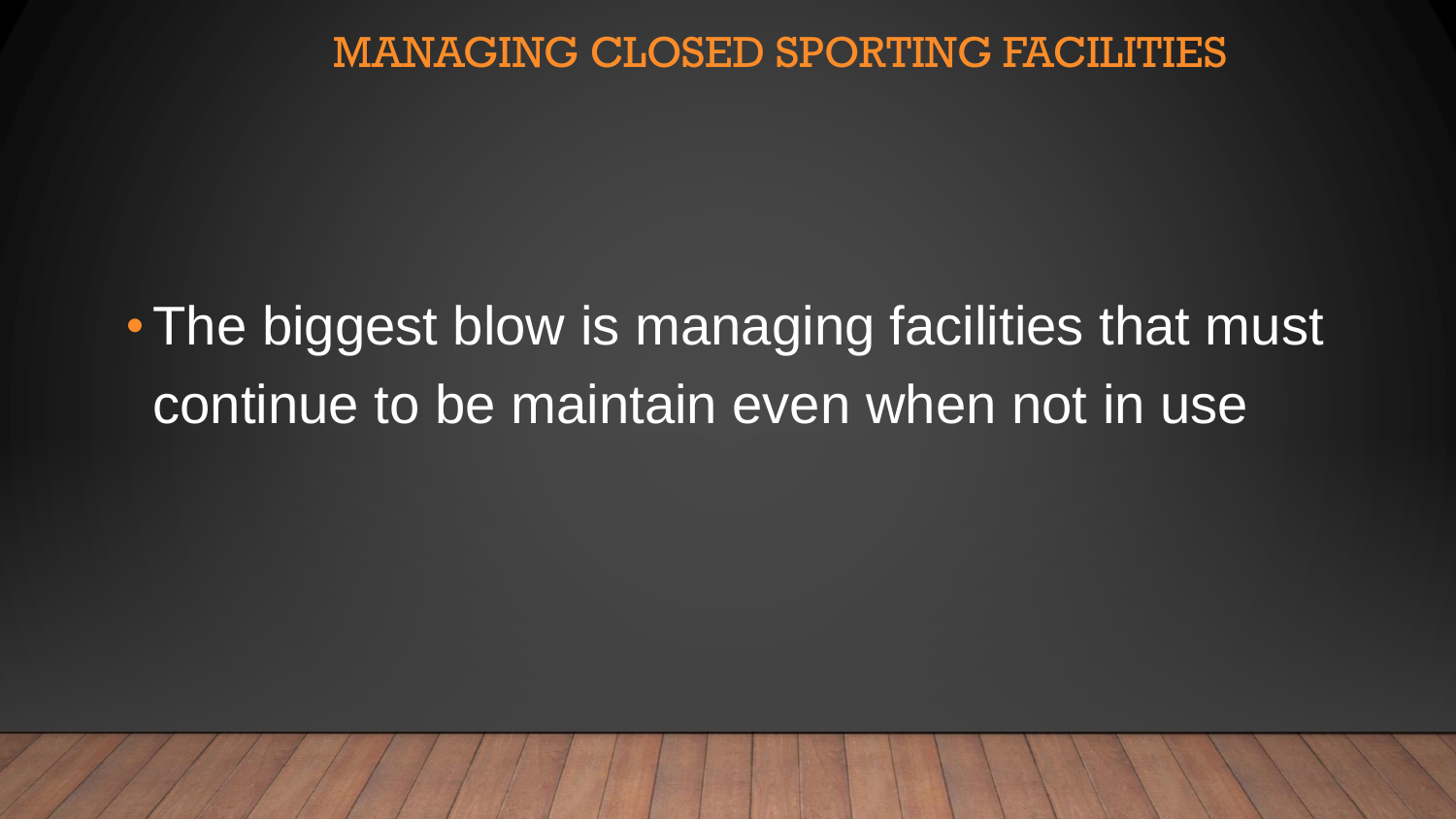# MANAGING CLOSED SPORTING FACILITIES

- The biggest blow is managing facilities that must continue to be maintain even when not in use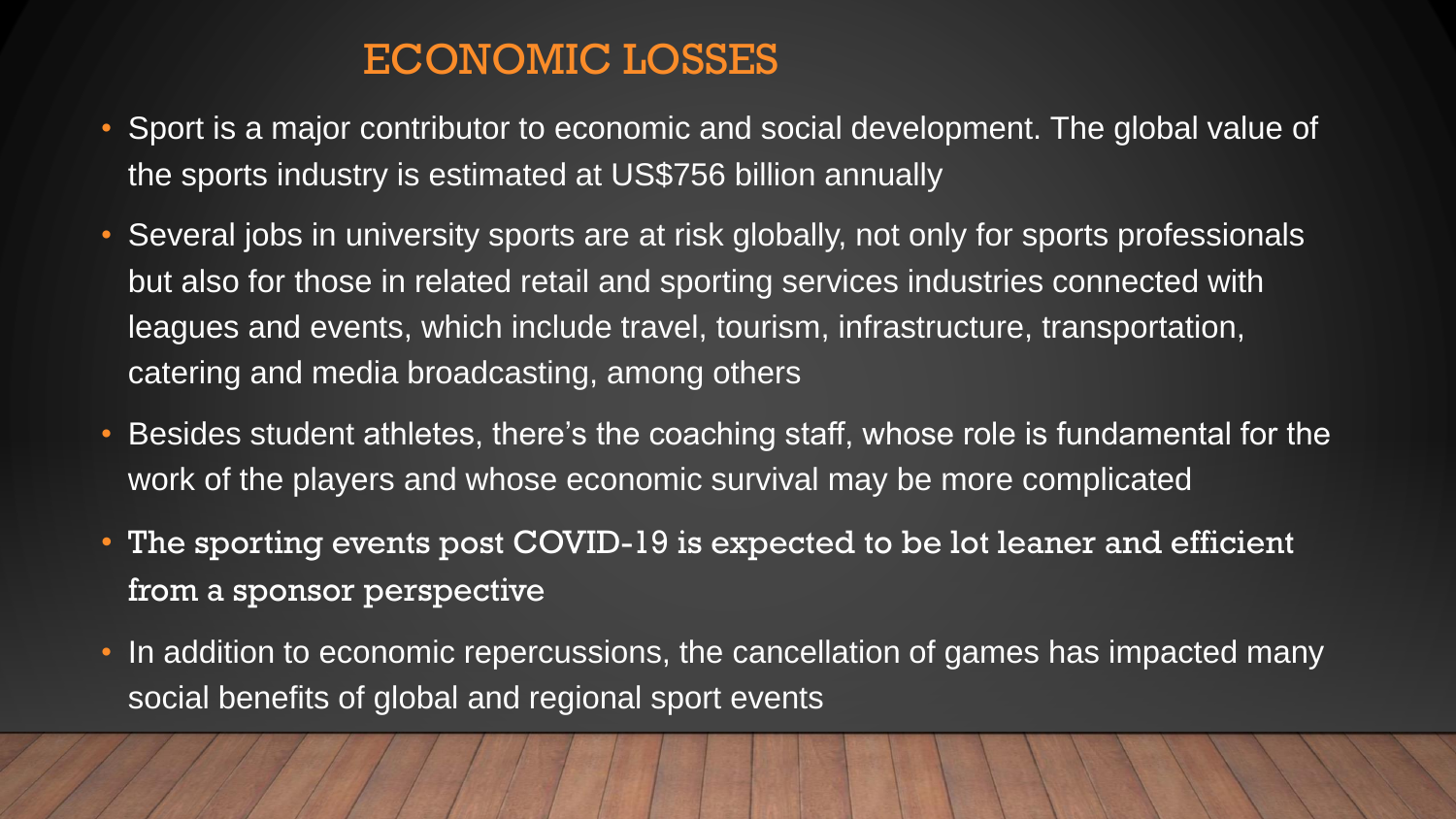# ECONOMIC LOSSES

- Sport is a major contributor to economic and social development. The global value of the sports industry is estimated at US$756 billion annually
- Several jobs in university sports are at risk globally, not only for sports professionals but also for those in related retail and sporting services industries connected with leagues and events, which include travel, tourism, infrastructure, transportation, catering and media broadcasting, among others
- Besides student athletes, there's the coaching staff, whose role is fundamental for the work of the players and whose economic survival may be more complicated
- The sporting events post COVID-19 is expected to be lot leaner and efficient from a sponsor perspective
- In addition to economic repercussions, the cancellation of games has impacted many social benefits of global and regional sport events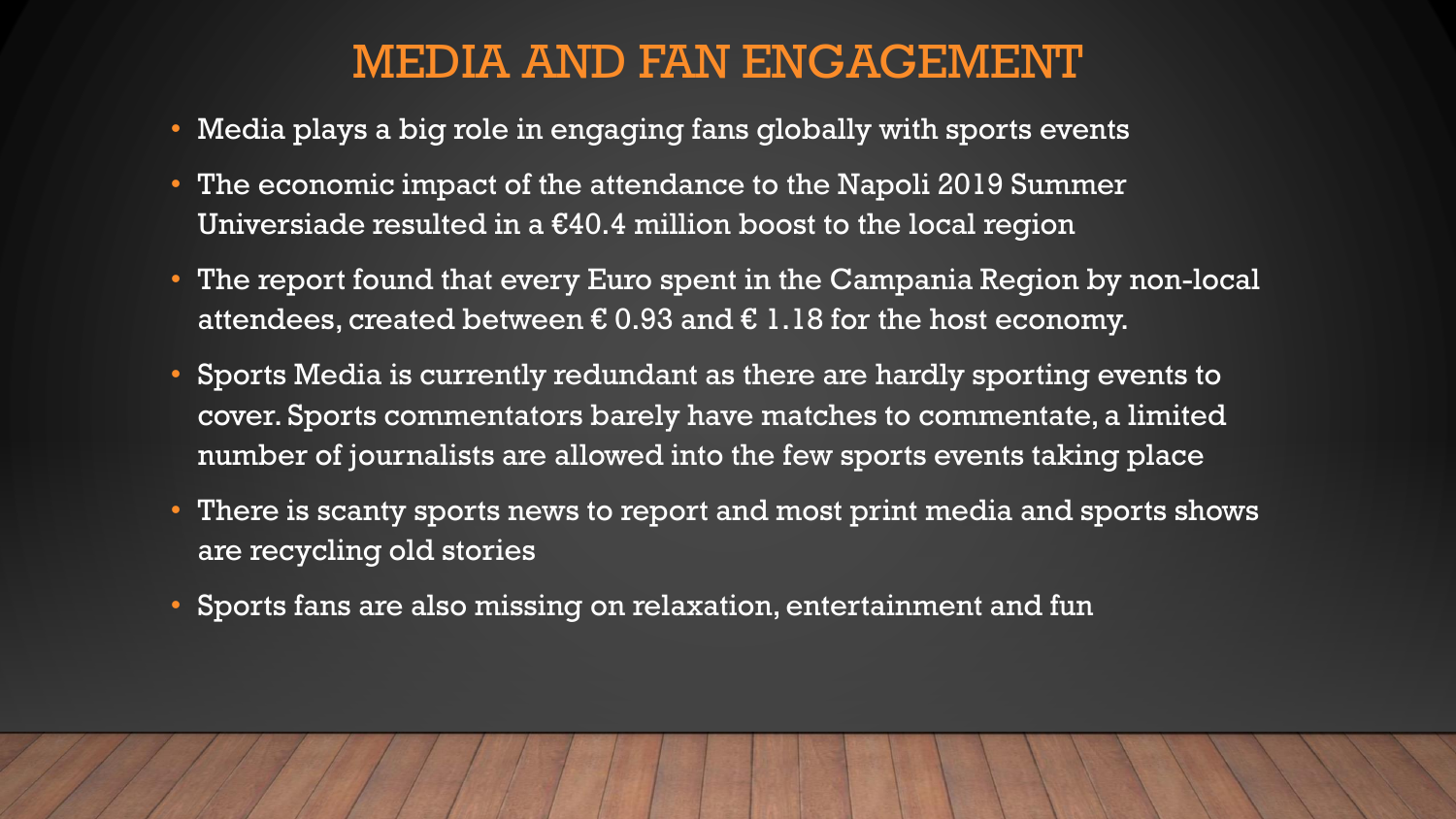# MEDIA AND FAN ENGAGEMENT

- Media plays a big role in engaging fans globally with sports events
- The economic impact of the attendance to the Napoli 2019 Summer Universiade resulted in a €40.4 million boost to the local region
- The report found that every Euro spent in the Campania Region by non-local attendees, created between € 0.93 and € 1.18 for the host economy.
- Sports Media is currently redundant as there are hardly sporting events to cover. Sports commentators barely have matches to commentate, a limited number of journalists are allowed into the few sports events taking place
- There is scanty sports news to report and most print media and sports shows are recycling old stories
- Sports fans are also missing on relaxation, entertainment and fun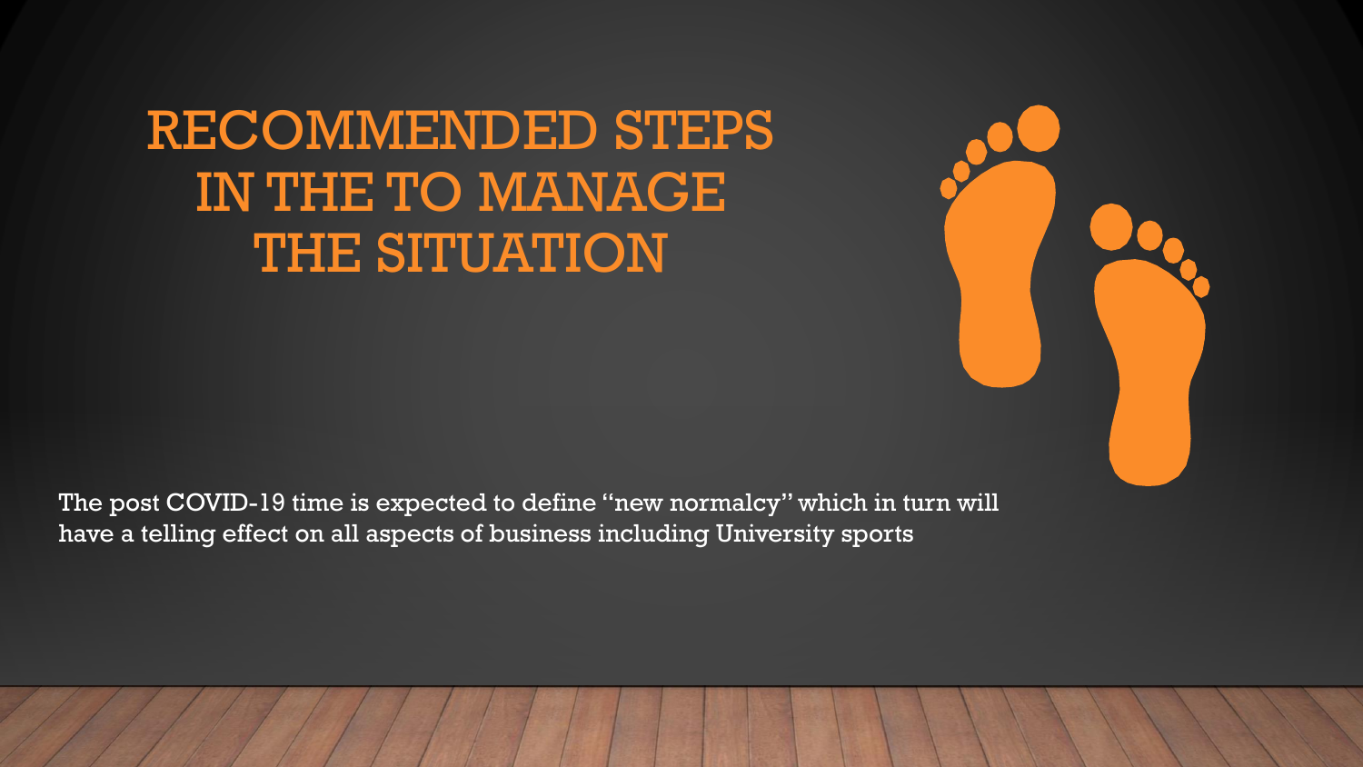# RECOMMENDED STEPS IN THE TO MANAGE THE SITUATION

The post COVID-19 time is expected to define "new normalcy" which in turn will have a telling effect on all aspects of business including University sports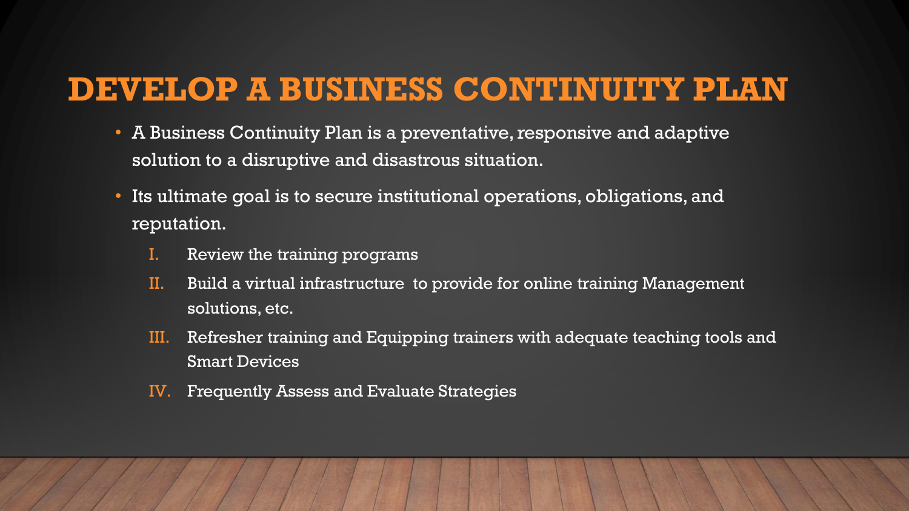# DEVELOP A BUSINESS CONTINUITY PLAN

- A Business Continuity Plan is a preventative, responsive and adaptive solution to a disruptive and disastrous situation.
- Its ultimate goal is to secure institutional operations, obligations, and reputation.
  - I. Review the training programs
  - II. Build a virtual infrastructure to provide for online training Management solutions, etc.
  - III. Refresher training and Equipping trainers with adequate teaching tools and Smart Devices
  - IV. Frequently Assess and Evaluate Strategies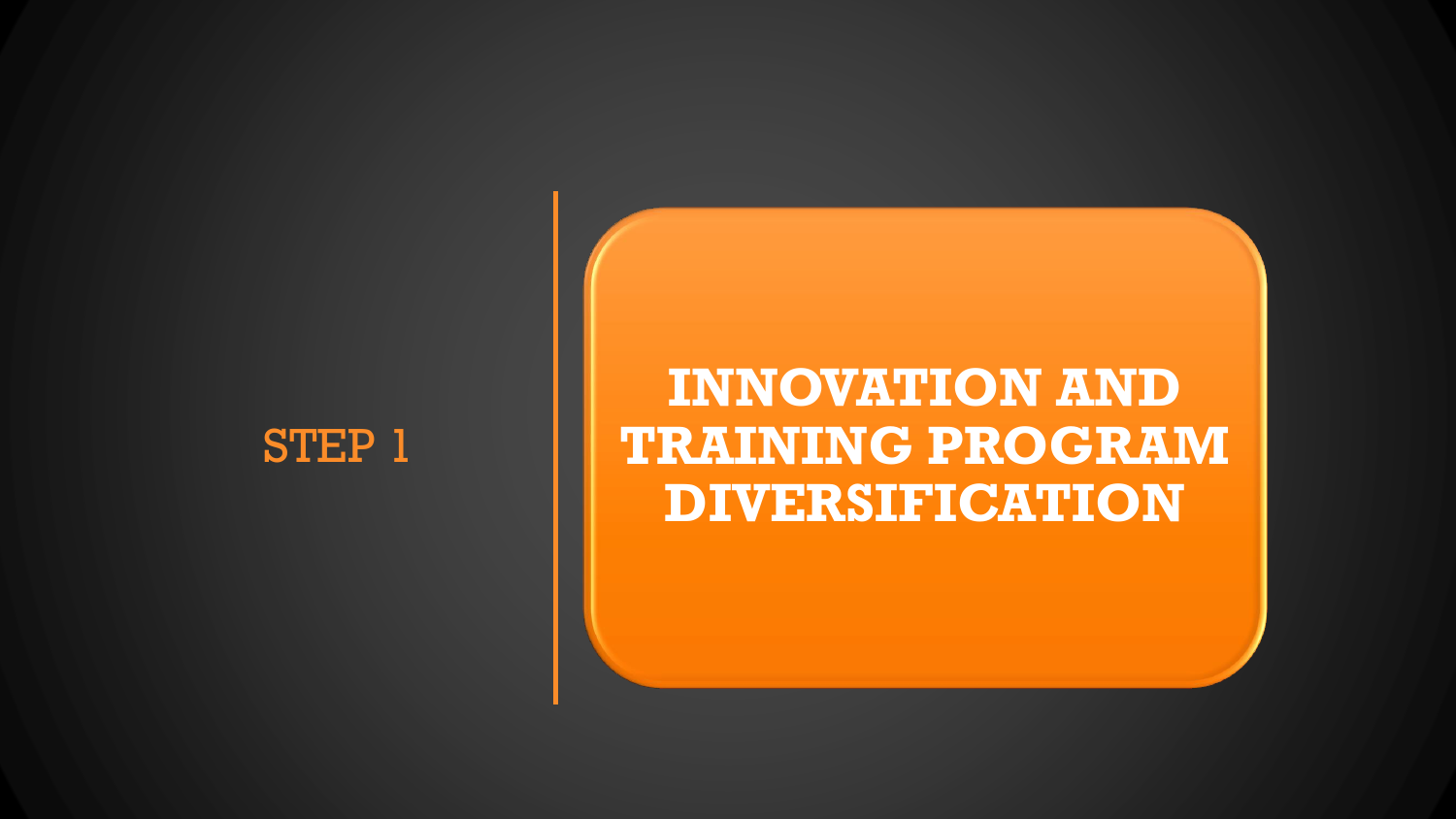STEP 1

# INNOVATION AND TRAINING PROGRAM DIVERSIFICATION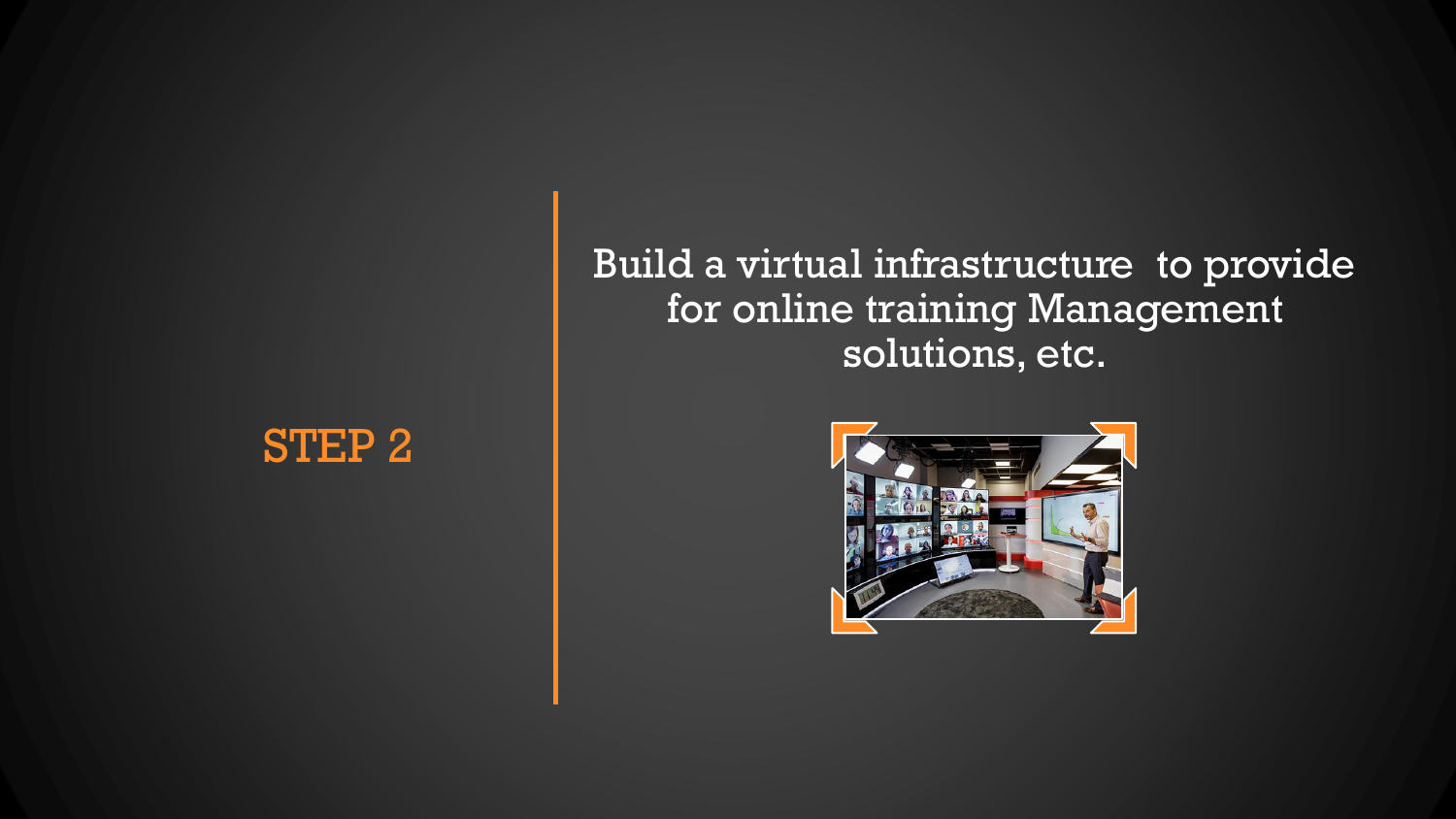## STEP 2

Build a virtual infrastructure to provide for online training Management solutions, etc.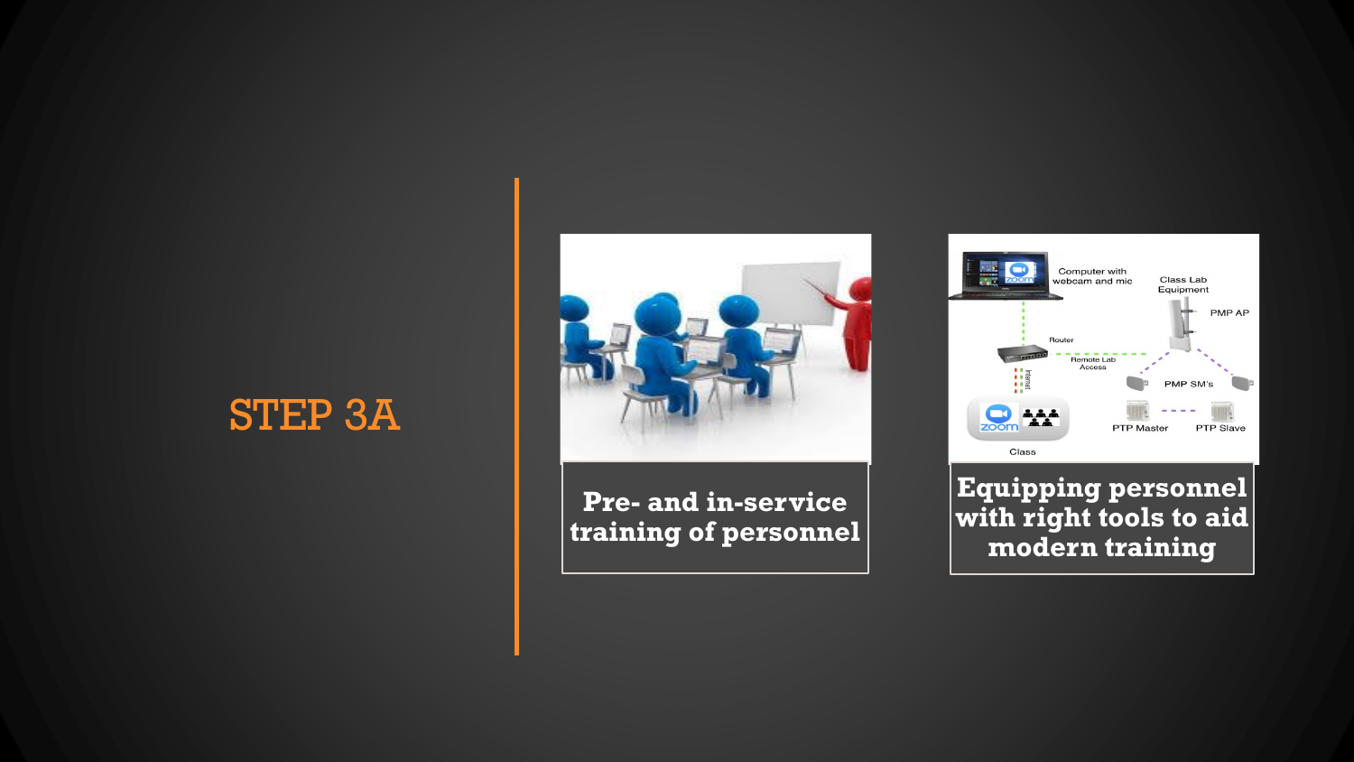# STEP 3A

**Pre- and in-service training of personnel**

**Equipping personnel with right tools to aid modern training**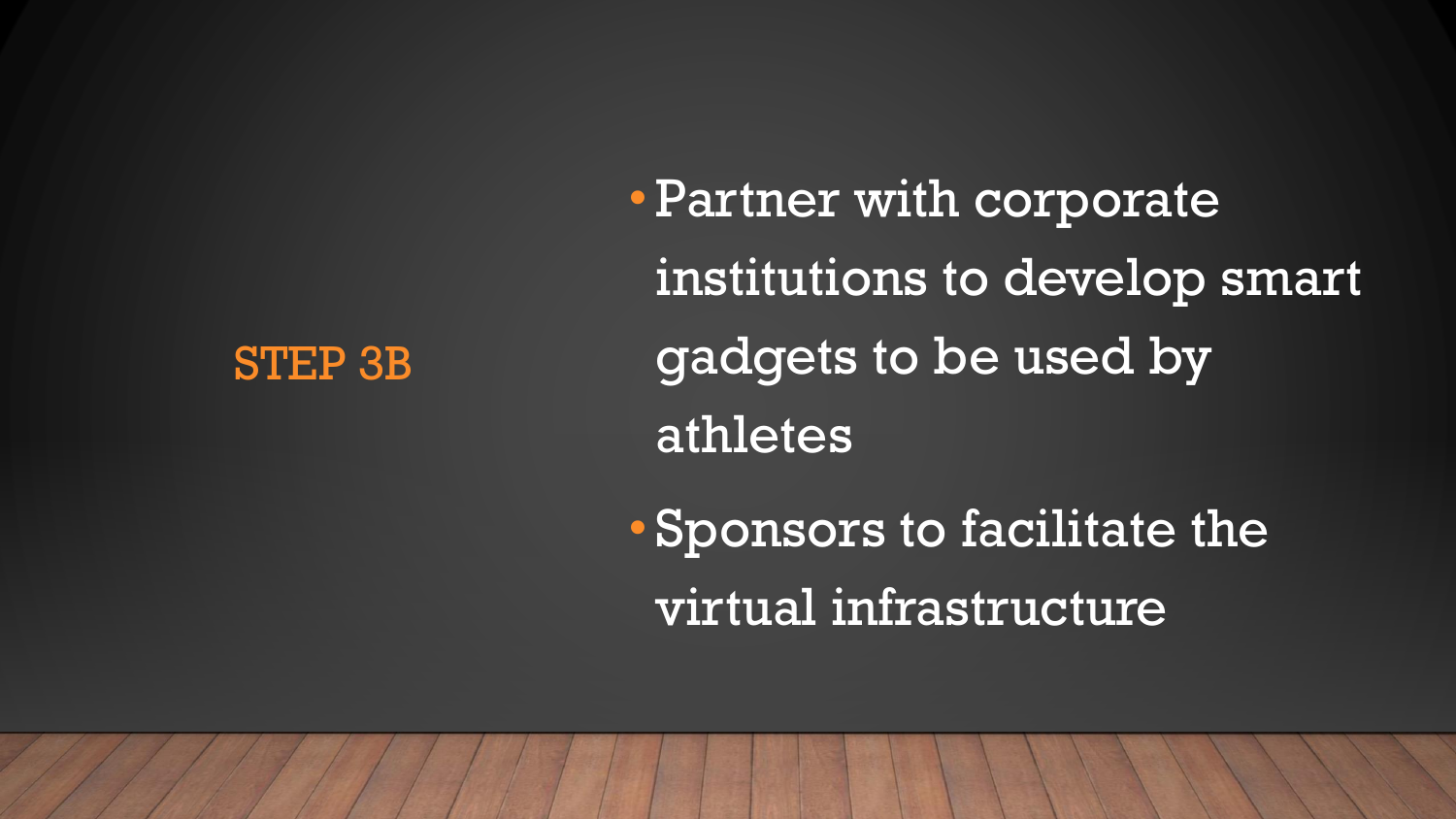## STEP 3B

- Partner with corporate institutions to develop smart gadgets to be used by athletes
- Sponsors to facilitate the virtual infrastructure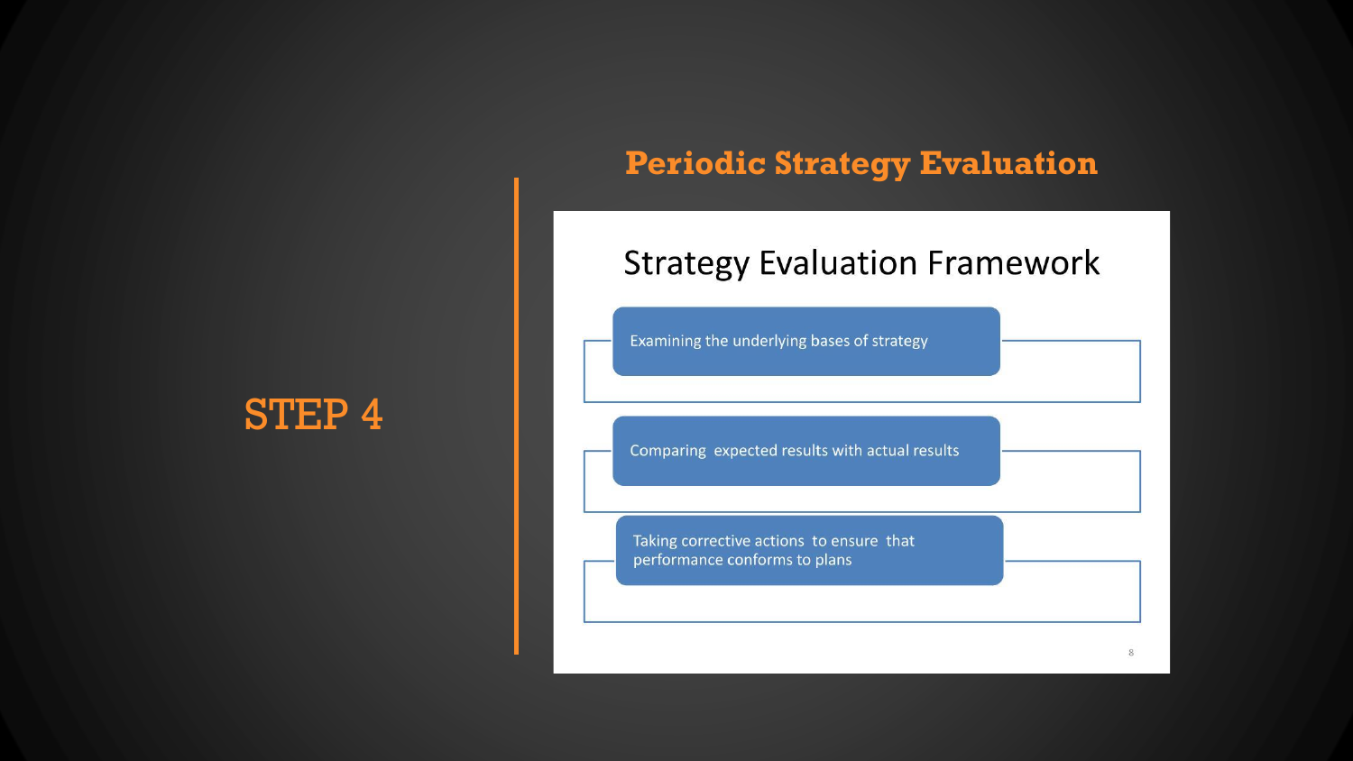# STEP 4

## Periodic Strategy Evaluation

### Strategy Evaluation Framework

- Examining the underlying bases of strategy
- Comparing expected results with actual results
- Taking corrective actions to ensure that performance conforms to plans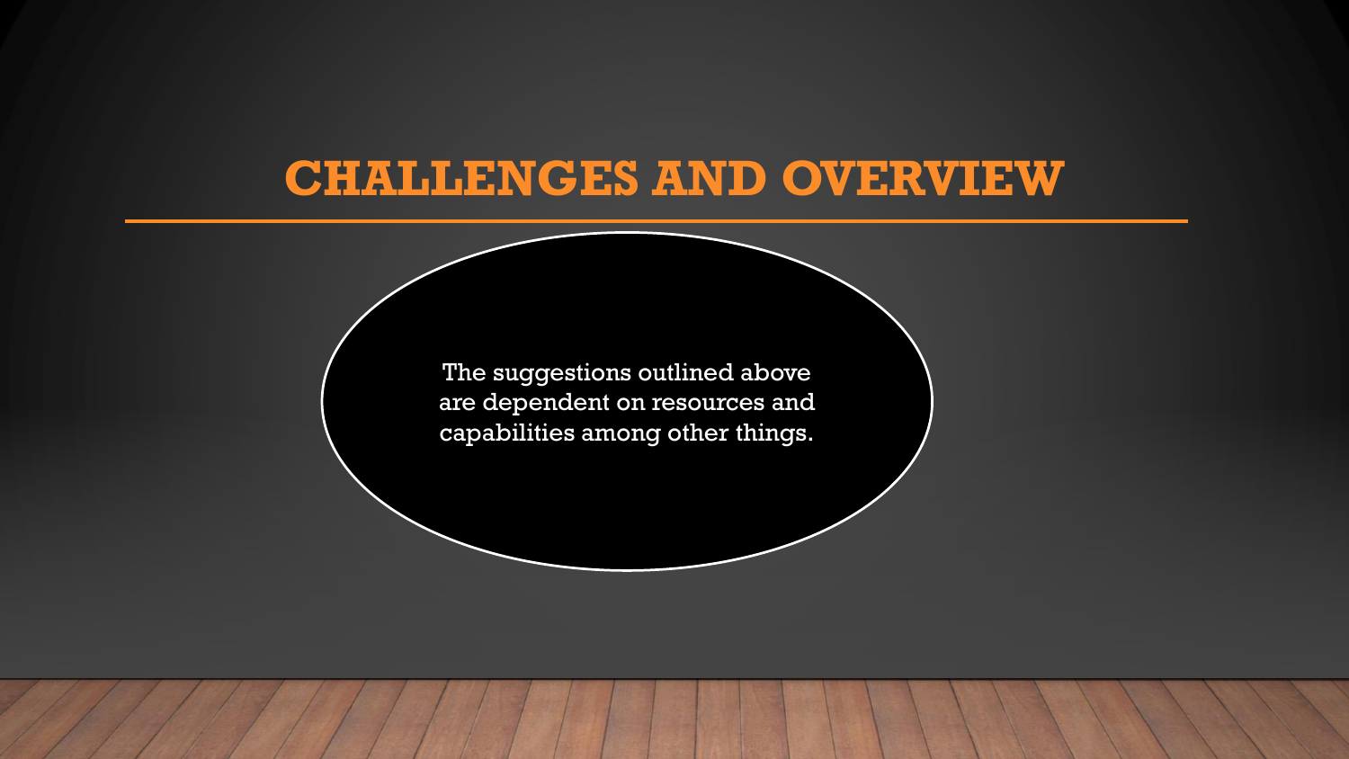# CHALLENGES AND OVERVIEW

The suggestions outlined above are dependent on resources and capabilities among other things.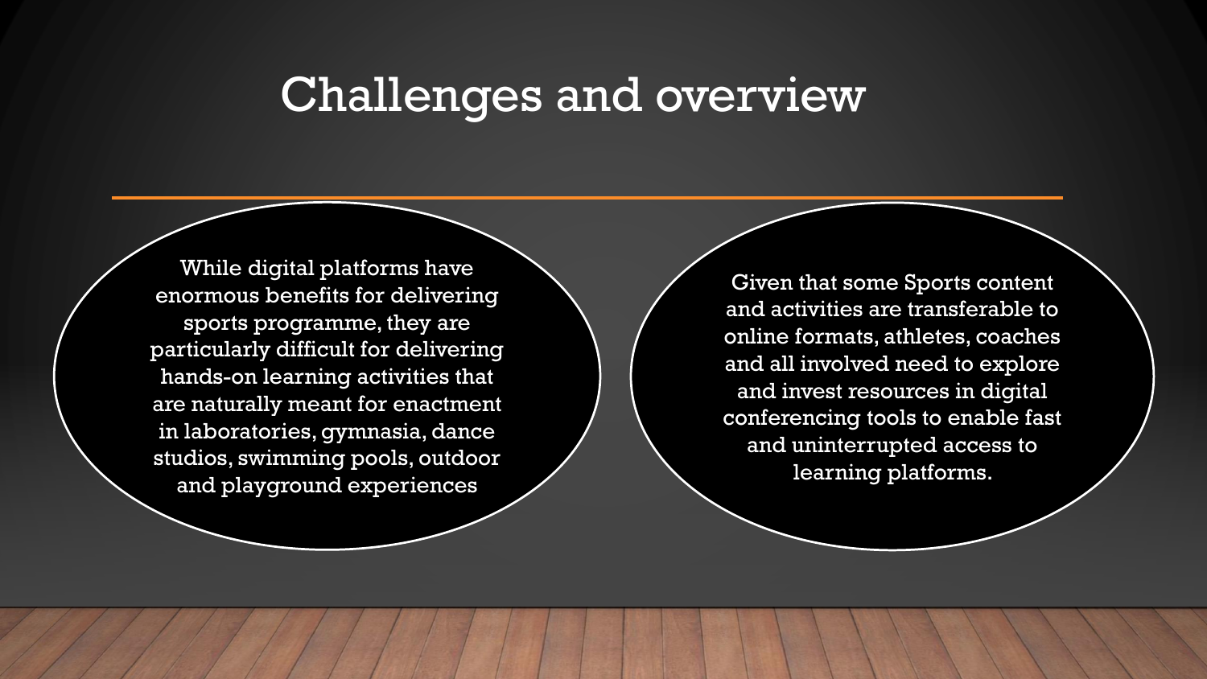# Challenges and overview

While digital platforms have enormous benefits for delivering sports programme, they are particularly difficult for delivering hands-on learning activities that are naturally meant for enactment in laboratories, gymnasia, dance studios, swimming pools, outdoor and playground experiences

Given that some Sports content and activities are transferable to online formats, athletes, coaches and all involved need to explore and invest resources in digital conferencing tools to enable fast and uninterrupted access to learning platforms.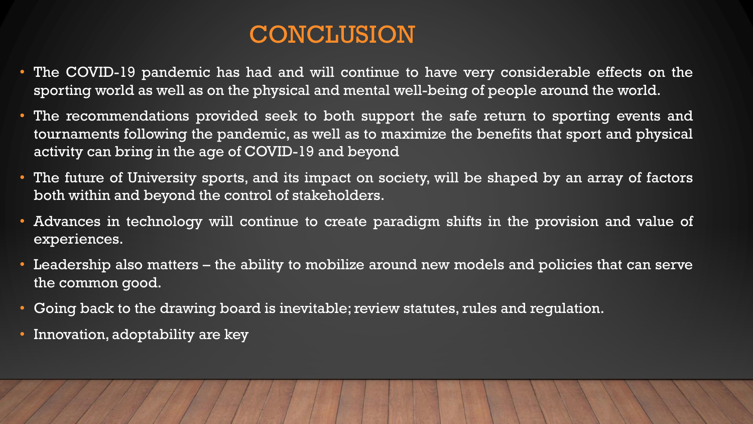# CONCLUSION

- The COVID-19 pandemic has had and will continue to have very considerable effects on the sporting world as well as on the physical and mental well-being of people around the world.
- The recommendations provided seek to both support the safe return to sporting events and tournaments following the pandemic, as well as to maximize the benefits that sport and physical activity can bring in the age of COVID-19 and beyond
- The future of University sports, and its impact on society, will be shaped by an array of factors both within and beyond the control of stakeholders.
- Advances in technology will continue to create paradigm shifts in the provision and value of experiences.
- Leadership also matters – the ability to mobilize around new models and policies that can serve the common good.
- Going back to the drawing board is inevitable; review statutes, rules and regulation.
- Innovation, adoptability are key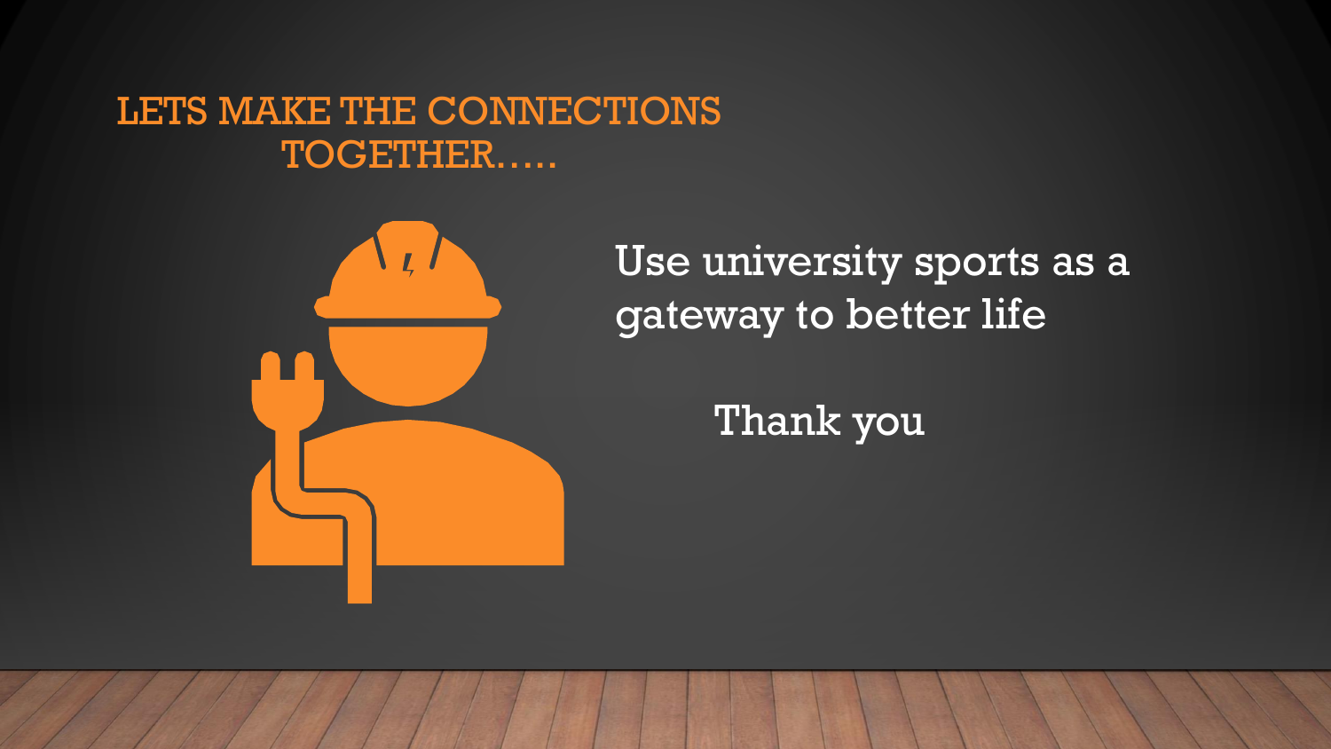# LETS MAKE THE CONNECTIONS TOGETHER.....

Use university sports as a gateway to better life

Thank you